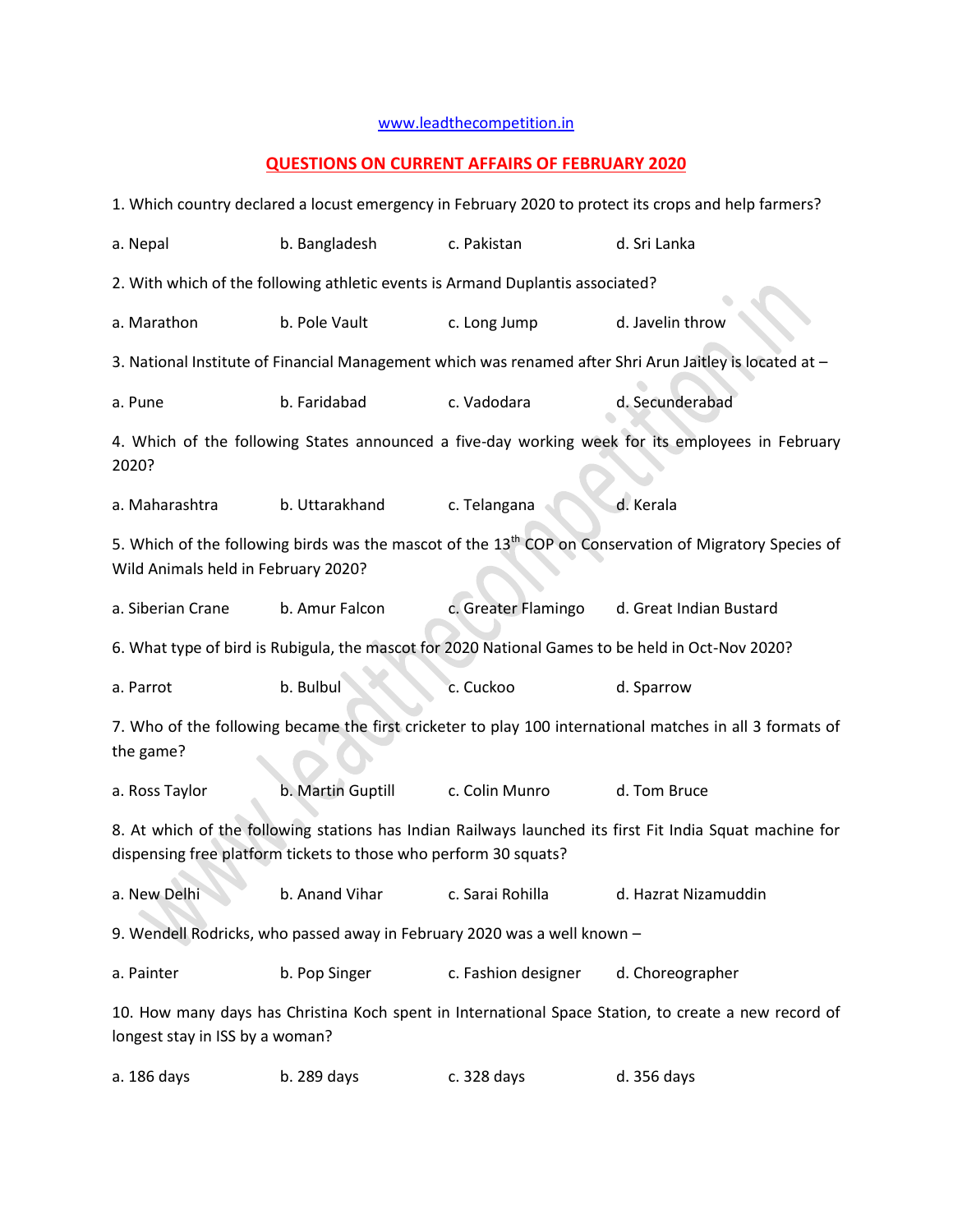www.leadthecompetition.in

# QUESTIONS ON CURRENT AFFAIRS OF FEBRUARY 2020

1. Which country declared a locust emergency in February 2020 to protect its crops and help farmers?

a. Nepal b. Bangladesh c. Pakistan d. Sri Lanka

2. With which of the following athletic events is Armand Duplantis associated?

a. Marathon b. Pole Vault c. Long Jump d. Javelin throw

3. National Institute of Financial Management which was renamed after Shri Arun Jaitley is located at –

a. Pune b. Faridabad c. Vadodara d. Secunderabad

4. Which of the following States announced a five-day working week for its employees in February 2020?

a. Maharashtra b. Uttarakhand c. Telangana d. Kerala

5. Which of the following birds was the mascot of the 13th COP on Conservation of Migratory Species of Wild Animals held in February 2020?

a. Siberian Crane b. Amur Falcon c. Greater Flamingo d. Great Indian Bustard

6. What type of bird is Rubigula, the mascot for 2020 National Games to be held in Oct-Nov 2020?

a. Parrot b. Bulbul c. Cuckoo d. Sparrow

7. Who of the following became the first cricketer to play 100 international matches in all 3 formats of the game?

a. Ross Taylor b. Martin Guptill c. Colin Munro d. Tom Bruce

8. At which of the following stations has Indian Railways launched its first Fit India Squat machine for dispensing free platform tickets to those who perform 30 squats?

a. New Delhi b. Anand Vihar c. Sarai Rohilla d. Hazrat Nizamuddin

9. Wendell Rodricks, who passed away in February 2020 was a well known –

a. Painter b. Pop Singer c. Fashion designer d. Choreographer

10. How many days has Christina Koch spent in International Space Station, to create a new record of longest stay in ISS by a woman?

a. 186 days b. 289 days c. 328 days d. 356 days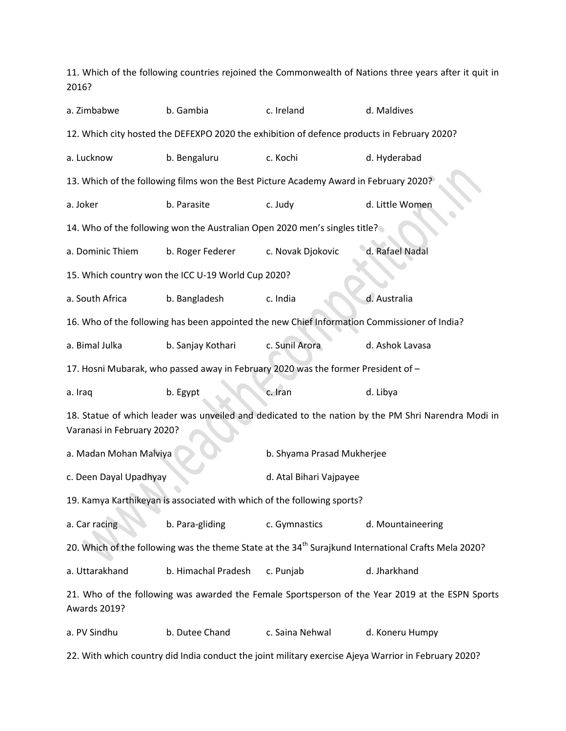11. Which of the following countries rejoined the Commonwealth of Nations three years after it quit in 2016?

a. Zimbabwe b. Gambia c. Ireland d. Maldives

12. Which city hosted the DEFEXPO 2020 the exhibition of defence products in February 2020?

a. Lucknow b. Bengaluru c. Kochi d. Hyderabad

13. Which of the following films won the Best Picture Academy Award in February 2020?

a. Joker b. Parasite c. Judy d. Little Women

14. Who of the following won the Australian Open 2020 men's singles title?

a. Dominic Thiem b. Roger Federer c. Novak Djokovic d. Rafael Nadal

15. Which country won the ICC U-19 World Cup 2020?

a. South Africa b. Bangladesh c. India d. Australia

16. Who of the following has been appointed the new Chief Information Commissioner of India?

a. Bimal Julka b. Sanjay Kothari c. Sunil Arora d. Ashok Lavasa

17. Hosni Mubarak, who passed away in February 2020 was the former President of –

a. Iraq b. Egypt c. Iran d. Libya

18. Statue of which leader was unveiled and dedicated to the nation by the PM Shri Narendra Modi in Varanasi in February 2020?

a. Madan Mohan Malviya b. Shyama Prasad Mukherjee

c. Deen Dayal Upadhyay d. Atal Bihari Vajpayee

19. Kamya Karthikeyan is associated with which of the following sports?

a. Car racing b. Para-gliding c. Gymnastics d. Mountaineering

20. Which of the following was the theme State at the 34th Surajkund International Crafts Mela 2020?

a. Uttarakhand b. Himachal Pradesh c. Punjab d. Jharkhand

21. Who of the following was awarded the Female Sportsperson of the Year 2019 at the ESPN Sports Awards 2019?

a. PV Sindhu b. Dutee Chand c. Saina Nehwal d. Koneru Humpy

22. With which country did India conduct the joint military exercise Ajeya Warrior in February 2020?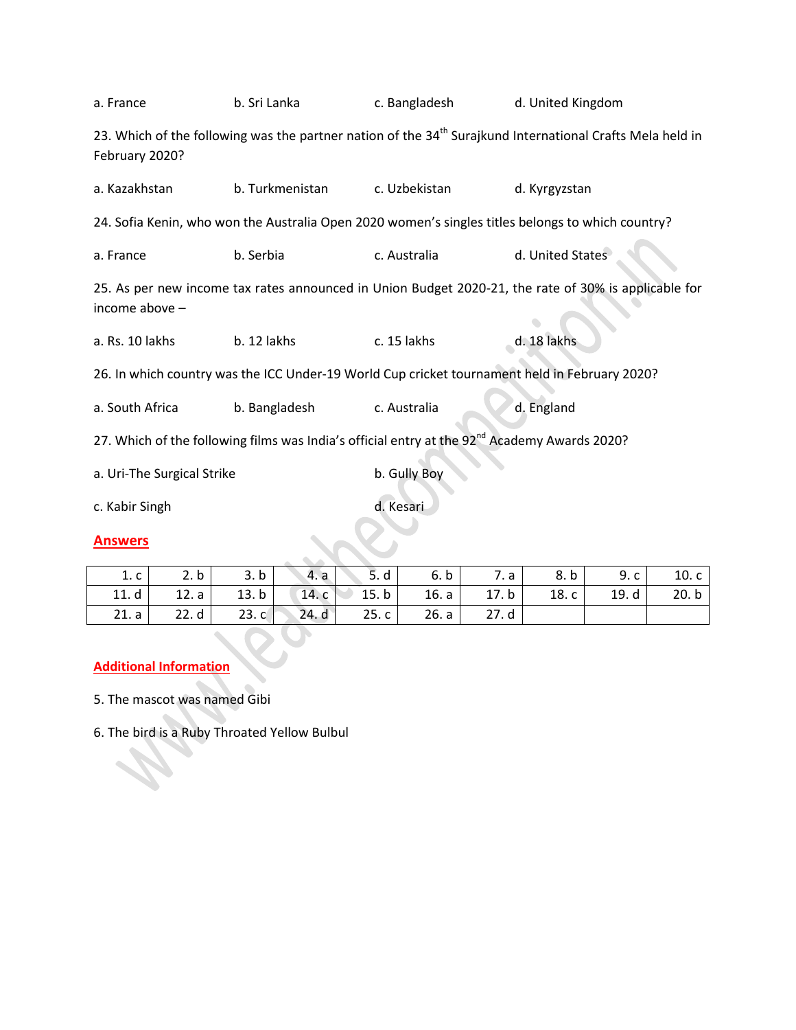a. France b. Sri Lanka c. Bangladesh d. United Kingdom

23. Which of the following was the partner nation of the 34th Surajkund International Crafts Mela held in February 2020?

a. Kazakhstan b. Turkmenistan c. Uzbekistan d. Kyrgyzstan

24. Sofia Kenin, who won the Australia Open 2020 women's singles titles belongs to which country?

a. France b. Serbia c. Australia d. United States

25. As per new income tax rates announced in Union Budget 2020-21, the rate of 30% is applicable for income above –

a. Rs. 10 lakhs b. 12 lakhs c. 15 lakhs d. 18 lakhs

26. In which country was the ICC Under-19 World Cup cricket tournament held in February 2020?

a. South Africa b. Bangladesh c. Australia d. England

27. Which of the following films was India's official entry at the 92nd Academy Awards 2020?

a. Uri-The Surgical Strike b. Gully Boy

c. Kabir Singh d. Kesari

**Answers**

| | | | | | | | | | |
|---|---|---|---|---|---|---|---|---|---|
| 1. c | 2. b | 3. b | 4. a | 5. d | 6. b | 7. a | 8. b | 9. c | 10. c |
| 11. d | 12. a | 13. b | 14. c | 15. b | 16. a | 17. b | 18. c | 19. d | 20. b |
| 21. a | 22. d | 23. c | 24. d | 25. c | 26. a | 27. d | | | |

**Additional Information**

5. The mascot was named Gibi

6. The bird is a Ruby Throated Yellow Bulbul